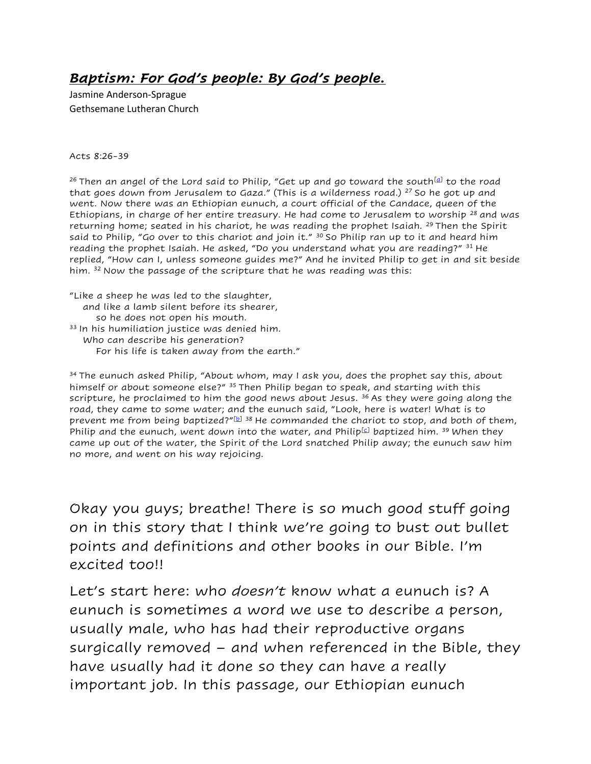# ***Baptism: For God's people: By God's people.***

Jasmine Anderson-Sprague
Gethsemane Lutheran Church

Acts 8:26-39

26 Then an angel of the Lord said to Philip, "Get up and go toward the south[a] to the road that goes down from Jerusalem to Gaza." (This is a wilderness road.) 27 So he got up and went. Now there was an Ethiopian eunuch, a court official of the Candace, queen of the Ethiopians, in charge of her entire treasury. He had come to Jerusalem to worship 28 and was returning home; seated in his chariot, he was reading the prophet Isaiah. 29 Then the Spirit said to Philip, "Go over to this chariot and join it." 30 So Philip ran up to it and heard him reading the prophet Isaiah. He asked, "Do you understand what you are reading?" 31 He replied, "How can I, unless someone guides me?" And he invited Philip to get in and sit beside him. 32 Now the passage of the scripture that he was reading was this:

"Like a sheep he was led to the slaughter,
  and like a lamb silent before its shearer,
    so he does not open his mouth.
33 In his humiliation justice was denied him.
  Who can describe his generation?
    For his life is taken away from the earth."

34 The eunuch asked Philip, "About whom, may I ask you, does the prophet say this, about himself or about someone else?" 35 Then Philip began to speak, and starting with this scripture, he proclaimed to him the good news about Jesus. 36 As they were going along the road, they came to some water; and the eunuch said, "Look, here is water! What is to prevent me from being baptized?"[b] 38 He commanded the chariot to stop, and both of them, Philip and the eunuch, went down into the water, and Philip[c] baptized him. 39 When they came up out of the water, the Spirit of the Lord snatched Philip away; the eunuch saw him no more, and went on his way rejoicing.

Okay you guys; breathe! There is so much good stuff going on in this story that I think we're going to bust out bullet points and definitions and other books in our Bible. I'm excited too!!

Let's start here: who *doesn't* know what a eunuch is? A eunuch is sometimes a word we use to describe a person, usually male, who has had their reproductive organs surgically removed – and when referenced in the Bible, they have usually had it done so they can have a really important job. In this passage, our Ethiopian eunuch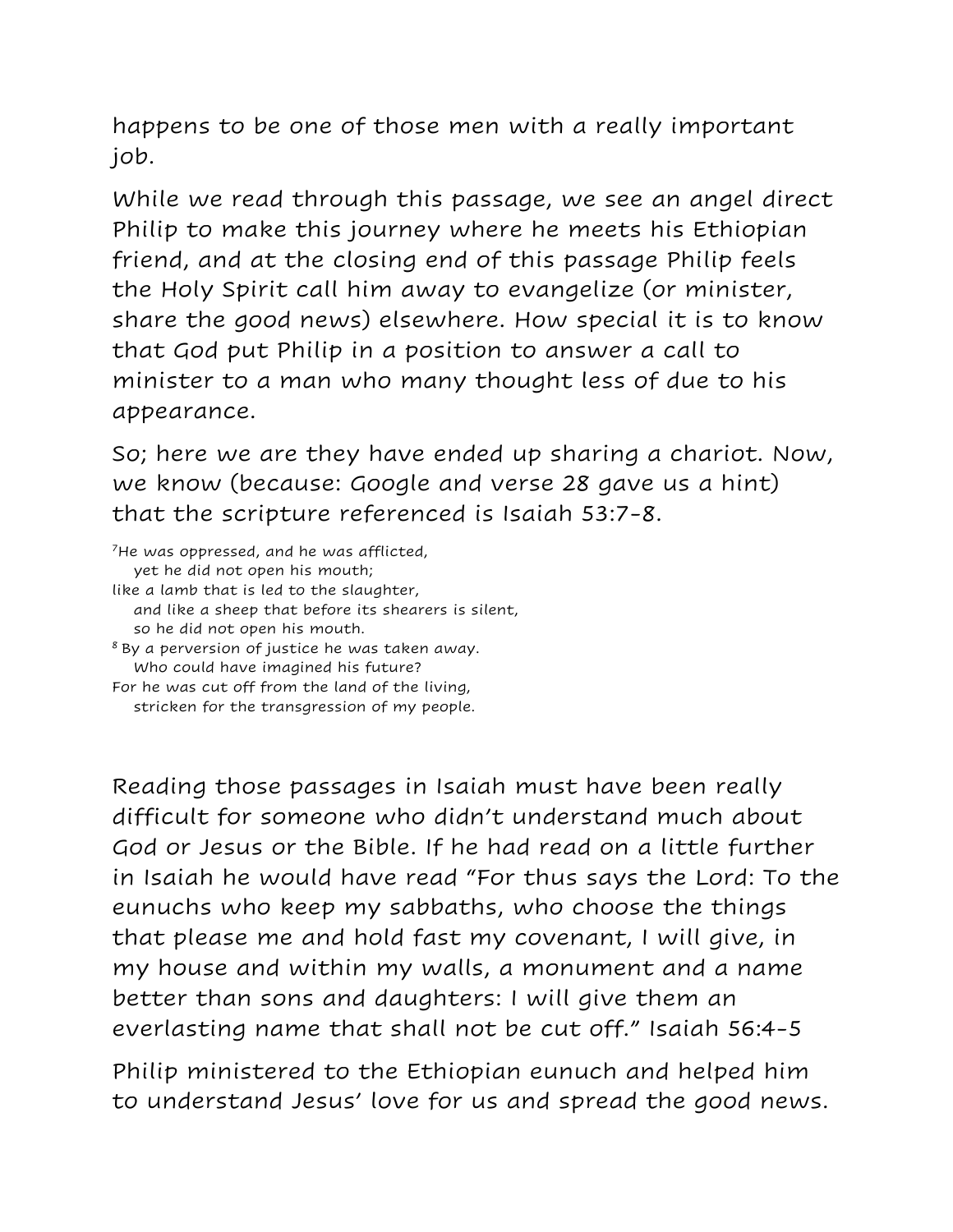happens to be one of those men with a really important job.

While we read through this passage, we see an angel direct Philip to make this journey where he meets his Ethiopian friend, and at the closing end of this passage Philip feels the Holy Spirit call him away to evangelize (or minister, share the good news) elsewhere. How special it is to know that God put Philip in a position to answer a call to minister to a man who many thought less of due to his appearance.

So; here we are they have ended up sharing a chariot. Now, we know (because: Google and verse 28 gave us a hint) that the scripture referenced is Isaiah 53:7-8.

[7]He was oppressed, and he was afflicted,
  yet he did not open his mouth;
like a lamb that is led to the slaughter,
  and like a sheep that before its shearers is silent,
  so he did not open his mouth.
[8] By a perversion of justice he was taken away.
  Who could have imagined his future?
For he was cut off from the land of the living,
  stricken for the transgression of my people.

Reading those passages in Isaiah must have been really difficult for someone who didn't understand much about God or Jesus or the Bible. If he had read on a little further in Isaiah he would have read "For thus says the Lord: To the eunuchs who keep my sabbaths, who choose the things that please me and hold fast my covenant, I will give, in my house and within my walls, a monument and a name better than sons and daughters: I will give them an everlasting name that shall not be cut off." Isaiah 56:4-5

Philip ministered to the Ethiopian eunuch and helped him to understand Jesus' love for us and spread the good news.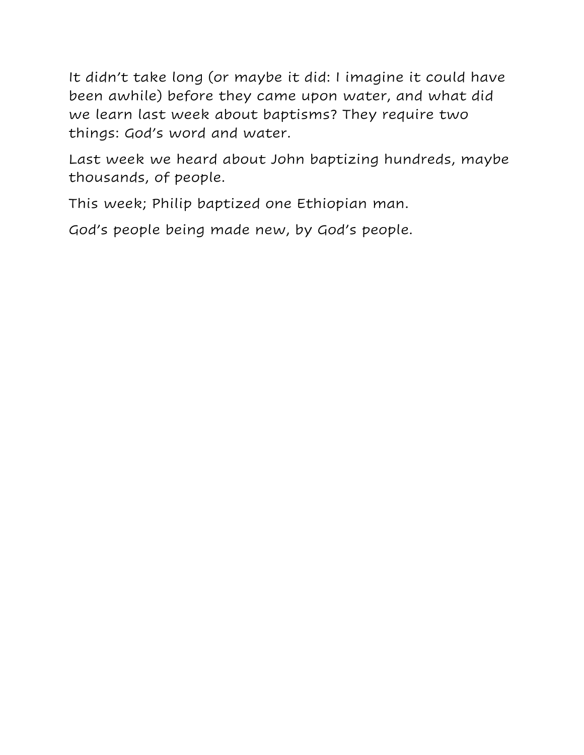It didn't take long (or maybe it did: I imagine it could have been awhile) before they came upon water, and what did we learn last week about baptisms? They require two things: God's word and water.

Last week we heard about John baptizing hundreds, maybe thousands, of people.

This week; Philip baptized one Ethiopian man.

God's people being made new, by God's people.